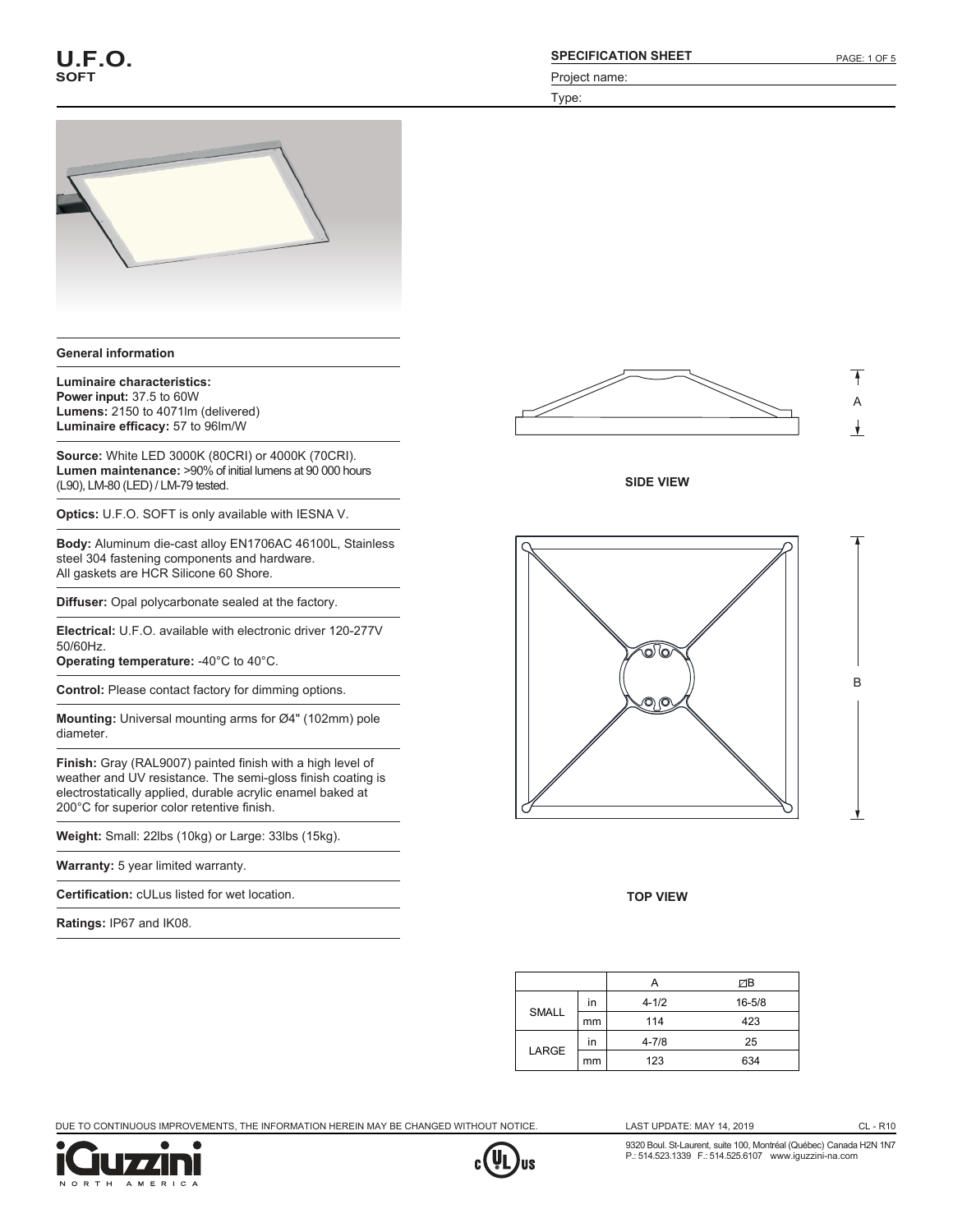# U.F.O.
## SOFT

**SPECIFICATION SHEET**

Project name:

Type:

### General information

**Luminaire characteristics:**
**Power input:** 37.5 to 60W
**Lumens:** 2150 to 4071lm (delivered)
**Luminaire efficacy:** 57 to 96lm/W

**Source:** White LED 3000K (80CRI) or 4000K (70CRI).
**Lumen maintenance:** >90% of initial lumens at 90 000 hours (L90), LM-80 (LED) / LM-79 tested.

**Optics:** U.F.O. SOFT is only available with IESNA V.

**Body:** Aluminum die-cast alloy EN1706AC 46100L, Stainless steel 304 fastening components and hardware.
All gaskets are HCR Silicone 60 Shore.

**Diffuser:** Opal polycarbonate sealed at the factory.

**Electrical:** U.F.O. available with electronic driver 120-277V 50/60Hz.
**Operating temperature:** -40°C to 40°C.

**Control:** Please contact factory for dimming options.

**Mounting:** Universal mounting arms for Ø4" (102mm) pole diameter.

**Finish:** Gray (RAL9007) painted finish with a high level of weather and UV resistance. The semi-gloss finish coating is electrostatically applied, durable acrylic enamel baked at 200°C for superior color retentive finish.

**Weight:** Small: 22lbs (10kg) or Large: 33lbs (15kg).

**Warranty:** 5 year limited warranty.

**Certification:** cULus listed for wet location.

**Ratings:** IP67 and IK08.

SIDE VIEW

TOP VIEW

| | | A | ◻B |
|---|---|---|---|
| SMALL | in | 4-1/2 | 16-5/8 |
| | mm | 114 | 423 |
| LARGE | in | 4-7/8 | 25 |
| | mm | 123 | 634 |

DUE TO CONTINUOUS IMPROVEMENTS, THE INFORMATION HEREIN MAY BE CHANGED WITHOUT NOTICE. LAST UPDATE: MAY 14, 2019 CL - R10

iGuzzini NORTH AMERICA

9320 Boul. St-Laurent, suite 100, Montréal (Québec) Canada H2N 1N7
P.: 514.523.1339 F.: 514.525.6107 www.iguzzini-na.com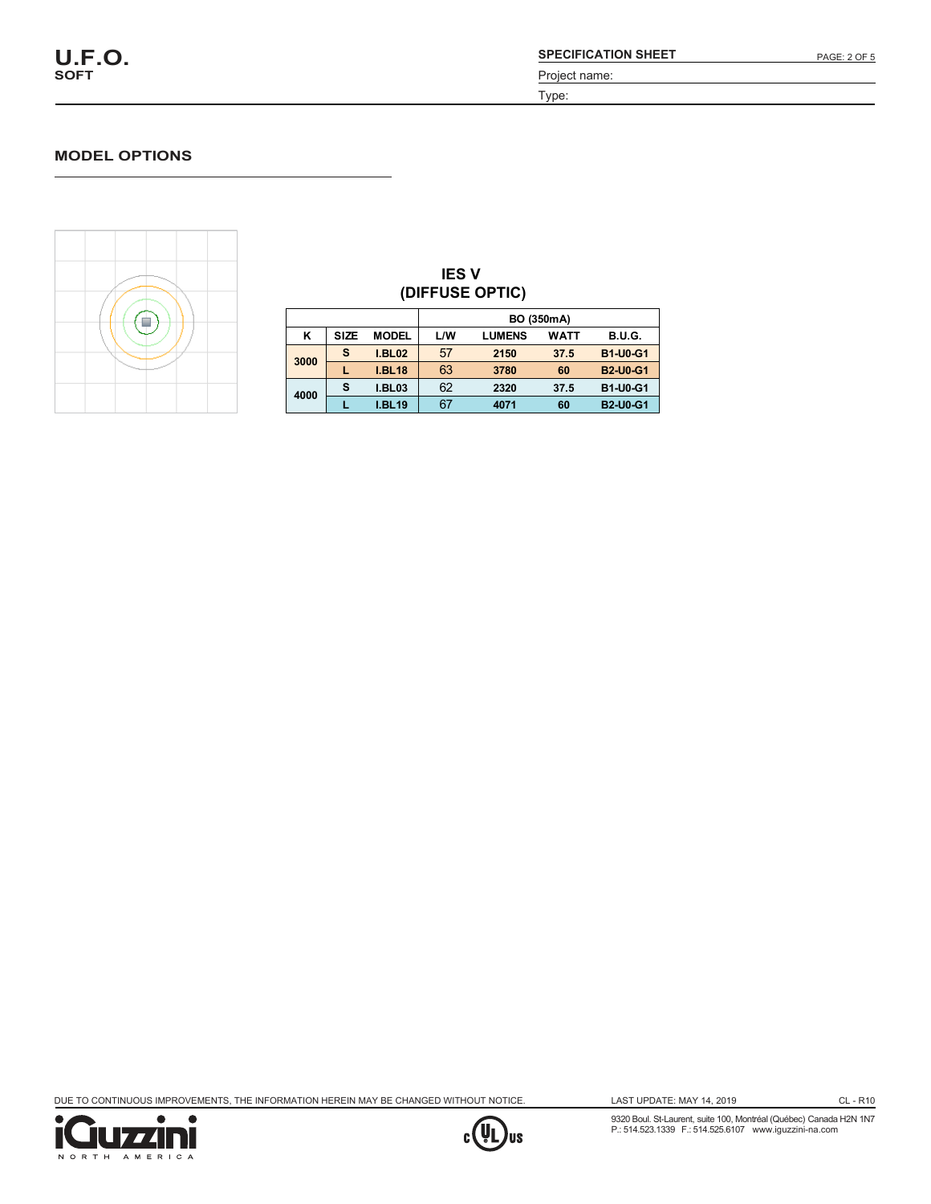## MODEL OPTIONS

### IES V (DIFFUSE OPTIC)

| | | | BO (350mA) | | | |
|---|---|---|---|---|---|---|
| **K** | **SIZE** | **MODEL** | **L/W** | **LUMENS** | **WATT** | **B.U.G.** |
| **3000** | **S** | **I.BL02** | 57 | **2150** | **37.5** | **B1-U0-G1** |
| | **L** | **I.BL18** | 63 | **3780** | **60** | **B2-U0-G1** |
| **4000** | **S** | **I.BL03** | 62 | **2320** | **37.5** | **B1-U0-G1** |
| | **L** | **I.BL19** | 67 | **4071** | **60** | **B2-U0-G1** |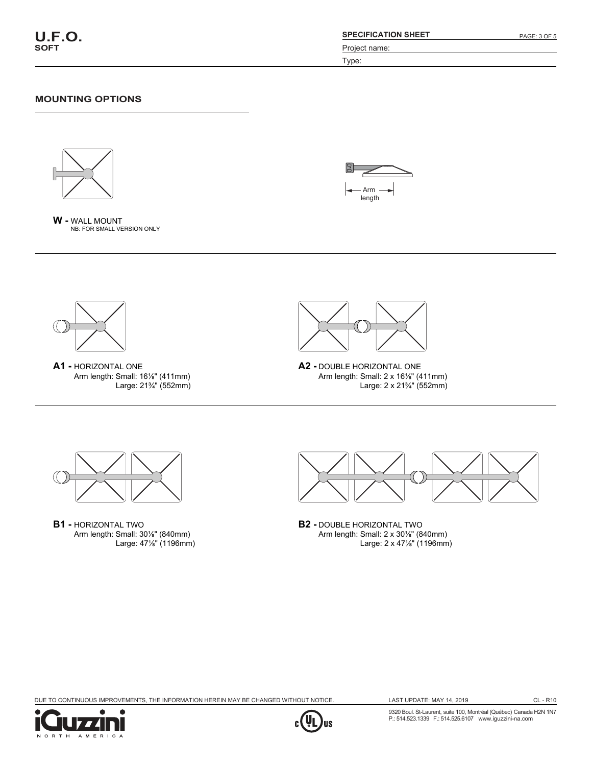## MOUNTING OPTIONS

Arm length

**W -** WALL MOUNT
NB: FOR SMALL VERSION ONLY

**A1 -** HORIZONTAL ONE
Arm length: Small: 16⅛" (411mm)
Large: 21¾" (552mm)

**A2 -** DOUBLE HORIZONTAL ONE
Arm length: Small: 2 x 16⅛" (411mm)
Large: 2 x 21¾" (552mm)

**B1 -** HORIZONTAL TWO
Arm length: Small: 30⅛" (840mm)
Large: 47⅛" (1196mm)

**B2 -** DOUBLE HORIZONTAL TWO
Arm length: Small: 2 x 30⅛" (840mm)
Large: 2 x 47⅛" (1196mm)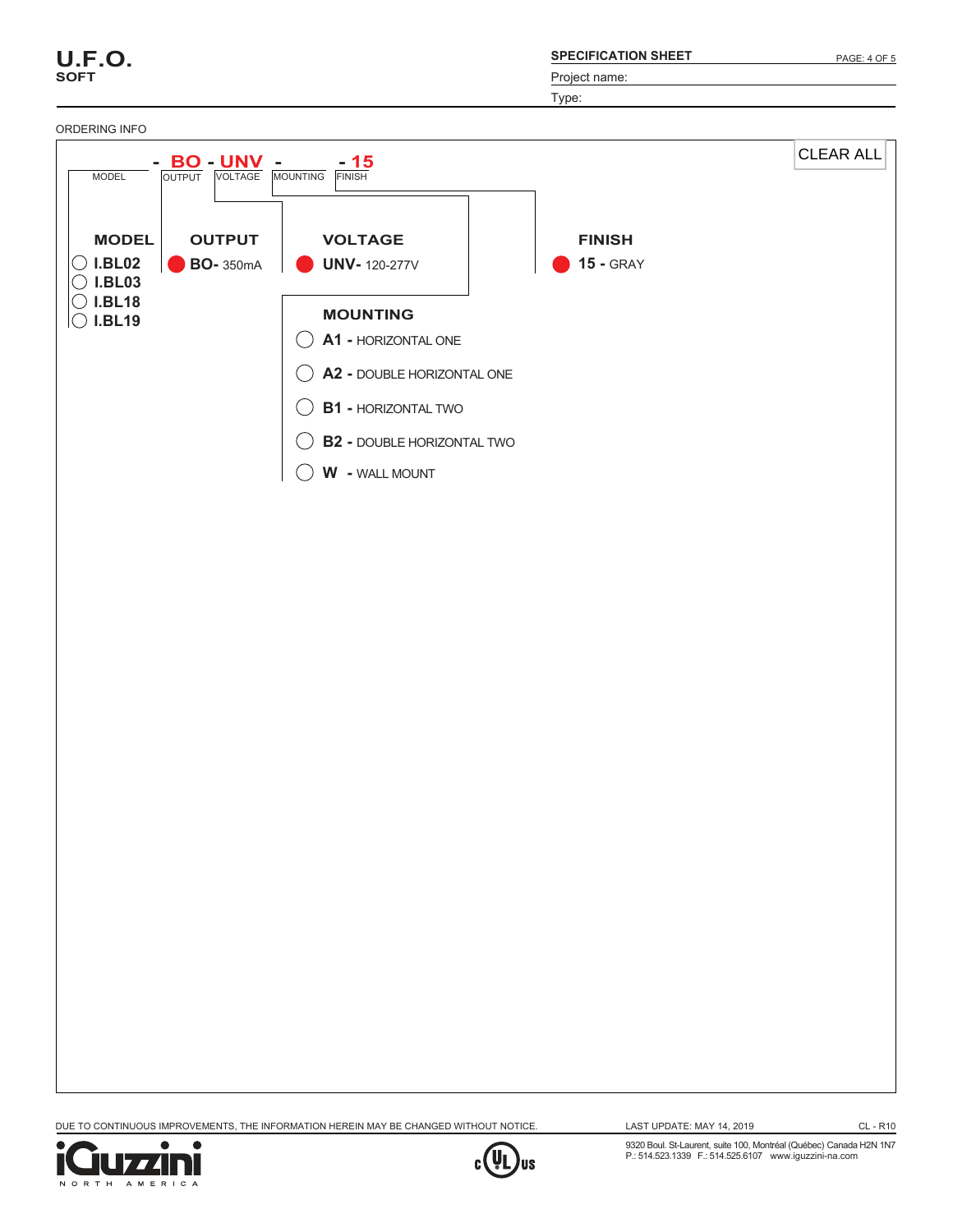# U.F.O.
**SOFT**

**SPECIFICATION SHEET**

Project name:

Type:

ORDERING INFO

| MODEL | - BO | - UNV | - | - 15 |
|---|---|---|---|---|
| MODEL | OUTPUT | VOLTAGE | MOUNTING | FINISH |

CLEAR ALL

### MODEL
- ○ **I.BL02**
- ○ **I.BL03**
- ○ **I.BL18**
- ○ **I.BL19**

### OUTPUT
- ● **BO-** 350mA

### VOLTAGE
- ● **UNV-** 120-277V

### FINISH
- ● **15 -** GRAY

### MOUNTING
- ○ **A1 -** HORIZONTAL ONE
- ○ **A2 -** DOUBLE HORIZONTAL ONE
- ○ **B1 -** HORIZONTAL TWO
- ○ **B2 -** DOUBLE HORIZONTAL TWO
- ○ **W -** WALL MOUNT

DUE TO CONTINUOUS IMPROVEMENTS, THE INFORMATION HEREIN MAY BE CHANGED WITHOUT NOTICE.

LAST UPDATE: MAY 14, 2019

CL - R10

iGuzzini NORTH AMERICA

9320 Boul. St-Laurent, suite 100, Montréal (Québec) Canada H2N 1N7
P.: 514.523.1339 F.: 514.525.6107 www.iguzzini-na.com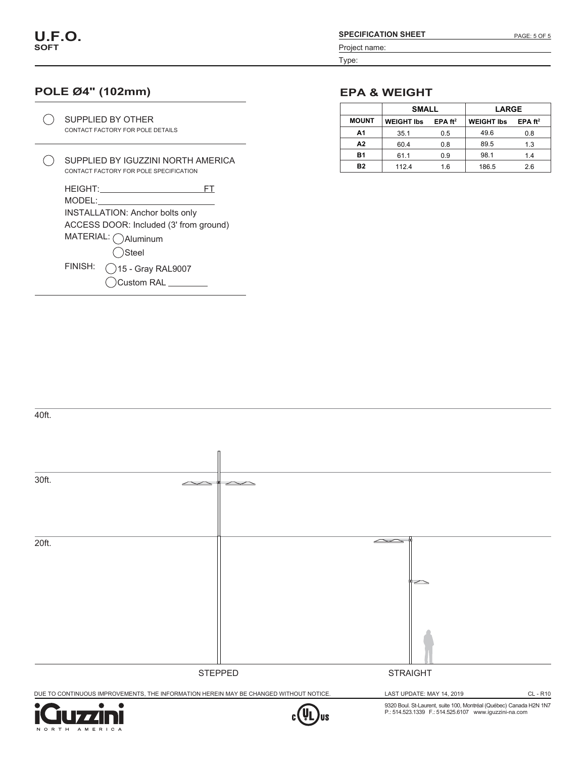# U.F.O.
**SOFT**

**SPECIFICATION SHEET**

Project name:

Type:

## POLE Ø4" (102mm)

◯ SUPPLIED BY OTHER
CONTACT FACTORY FOR POLE DETAILS

◯ SUPPLIED BY IGUZZINI NORTH AMERICA
CONTACT FACTORY FOR POLE SPECIFICATION

HEIGHT: ____________________ FT
MODEL: ____________________
INSTALLATION: Anchor bolts only
ACCESS DOOR: Included (3' from ground)
MATERIAL: ◯ Aluminum
◯ Steel
FINISH: ◯ 15 - Gray RAL9007
◯ Custom RAL ________

## EPA & WEIGHT

| | SMALL | | LARGE | |
|---|---|---|---|---|
| **MOUNT** | **WEIGHT lbs** | **EPA ft²** | **WEIGHT lbs** | **EPA ft²** |
| **A1** | 35.1 | 0.5 | 49.6 | 0.8 |
| **A2** | 60.4 | 0.8 | 89.5 | 1.3 |
| **B1** | 61.1 | 0.9 | 98.1 | 1.4 |
| **B2** | 112.4 | 1.6 | 186.5 | 2.6 |

40ft.
30ft.
20ft.
STEPPED
STRAIGHT

DUE TO CONTINUOUS IMPROVEMENTS, THE INFORMATION HEREIN MAY BE CHANGED WITHOUT NOTICE.

LAST UPDATE: MAY 14, 2019

CL - R10

iGuzzini NORTH AMERICA

9320 Boul. St-Laurent, suite 100, Montréal (Québec) Canada H2N 1N7
P.: 514.523.1339 F.: 514.525.6107 www.iguzzini-na.com